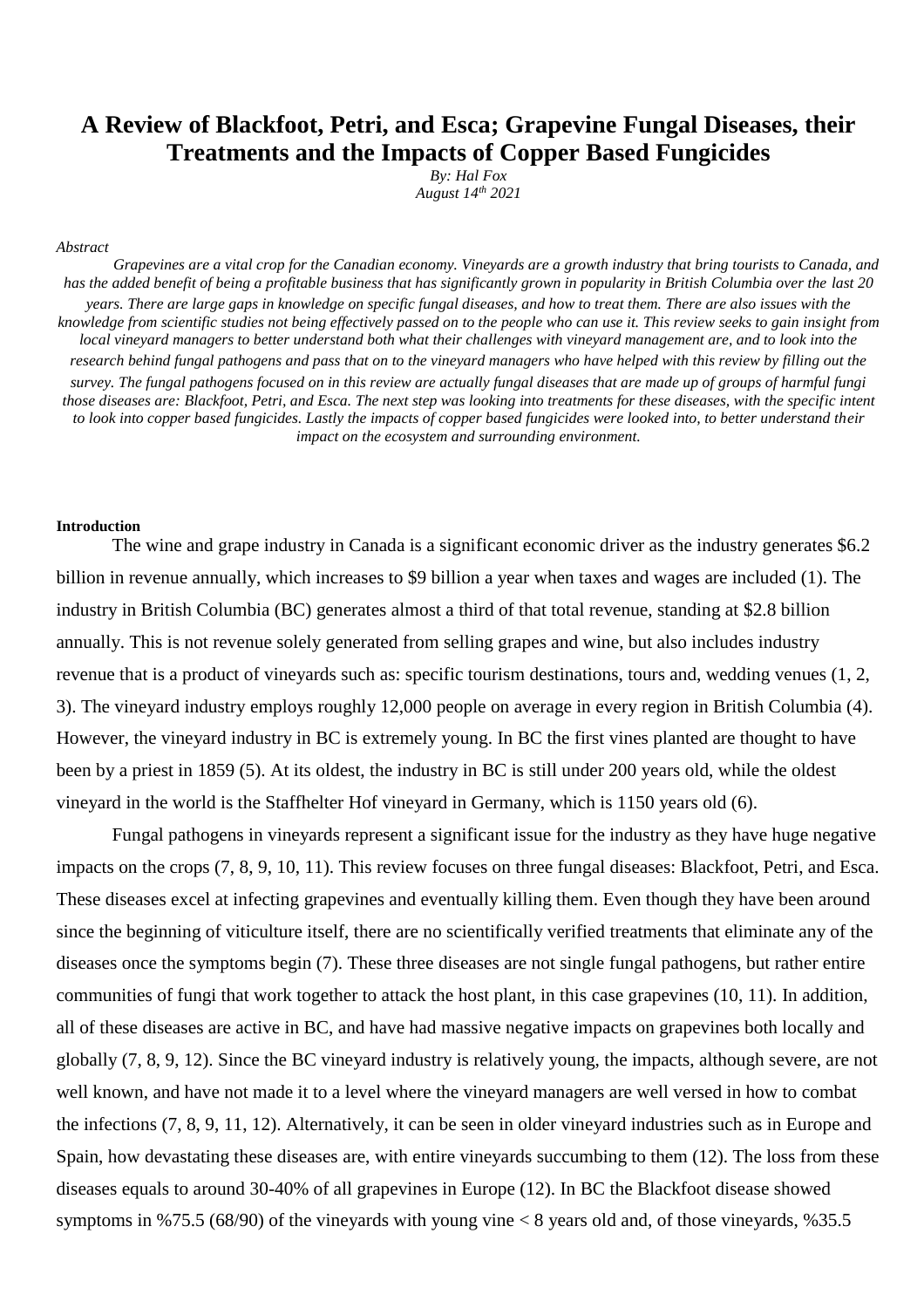# A Review of Blackfoot, Petri, and Esca; Grapevine Fungal Diseases, their Treatments and the Impacts of Copper Based Fungicides

*By: Hal Fox*
*August 14th 2021*

*Abstract*

*Grapevines are a vital crop for the Canadian economy. Vineyards are a growth industry that bring tourists to Canada, and has the added benefit of being a profitable business that has significantly grown in popularity in British Columbia over the last 20 years. There are large gaps in knowledge on specific fungal diseases, and how to treat them. There are also issues with the knowledge from scientific studies not being effectively passed on to the people who can use it. This review seeks to gain insight from local vineyard managers to better understand both what their challenges with vineyard management are, and to look into the research behind fungal pathogens and pass that on to the vineyard managers who have helped with this review by filling out the survey. The fungal pathogens focused on in this review are actually fungal diseases that are made up of groups of harmful fungi those diseases are: Blackfoot, Petri, and Esca. The next step was looking into treatments for these diseases, with the specific intent to look into copper based fungicides. Lastly the impacts of copper based fungicides were looked into, to better understand their impact on the ecosystem and surrounding environment.*

**Introduction**

The wine and grape industry in Canada is a significant economic driver as the industry generates $6.2 billion in revenue annually, which increases to $9 billion a year when taxes and wages are included (1). The industry in British Columbia (BC) generates almost a third of that total revenue, standing at $2.8 billion annually. This is not revenue solely generated from selling grapes and wine, but also includes industry revenue that is a product of vineyards such as: specific tourism destinations, tours and, wedding venues (1, 2, 3). The vineyard industry employs roughly 12,000 people on average in every region in British Columbia (4). However, the vineyard industry in BC is extremely young. In BC the first vines planted are thought to have been by a priest in 1859 (5). At its oldest, the industry in BC is still under 200 years old, while the oldest vineyard in the world is the Staffhelter Hof vineyard in Germany, which is 1150 years old (6).

Fungal pathogens in vineyards represent a significant issue for the industry as they have huge negative impacts on the crops (7, 8, 9, 10, 11). This review focuses on three fungal diseases: Blackfoot, Petri, and Esca. These diseases excel at infecting grapevines and eventually killing them. Even though they have been around since the beginning of viticulture itself, there are no scientifically verified treatments that eliminate any of the diseases once the symptoms begin (7). These three diseases are not single fungal pathogens, but rather entire communities of fungi that work together to attack the host plant, in this case grapevines (10, 11). In addition, all of these diseases are active in BC, and have had massive negative impacts on grapevines both locally and globally (7, 8, 9, 12). Since the BC vineyard industry is relatively young, the impacts, although severe, are not well known, and have not made it to a level where the vineyard managers are well versed in how to combat the infections (7, 8, 9, 11, 12). Alternatively, it can be seen in older vineyard industries such as in Europe and Spain, how devastating these diseases are, with entire vineyards succumbing to them (12). The loss from these diseases equals to around 30-40% of all grapevines in Europe (12). In BC the Blackfoot disease showed symptoms in %75.5 (68/90) of the vineyards with young vine < 8 years old and, of those vineyards, %35.5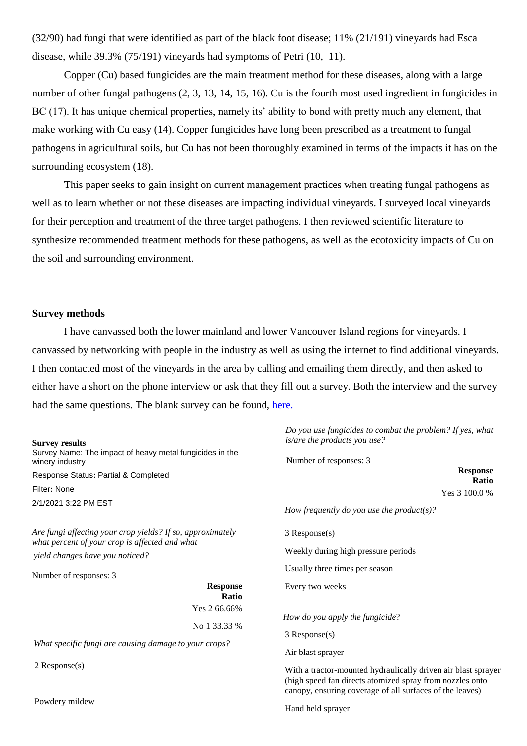(32/90) had fungi that were identified as part of the black foot disease; 11% (21/191) vineyards had Esca disease, while 39.3% (75/191) vineyards had symptoms of Petri (10, 11).

Copper (Cu) based fungicides are the main treatment method for these diseases, along with a large number of other fungal pathogens (2, 3, 13, 14, 15, 16). Cu is the fourth most used ingredient in fungicides in BC (17). It has unique chemical properties, namely its' ability to bond with pretty much any element, that make working with Cu easy (14). Copper fungicides have long been prescribed as a treatment to fungal pathogens in agricultural soils, but Cu has not been thoroughly examined in terms of the impacts it has on the surrounding ecosystem (18).

This paper seeks to gain insight on current management practices when treating fungal pathogens as well as to learn whether or not these diseases are impacting individual vineyards. I surveyed local vineyards for their perception and treatment of the three target pathogens. I then reviewed scientific literature to synthesize recommended treatment methods for these pathogens, as well as the ecotoxicity impacts of Cu on the soil and surrounding environment.

## Survey methods

I have canvassed both the lower mainland and lower Vancouver Island regions for vineyards. I canvassed by networking with people in the industry as well as using the internet to find additional vineyards. I then contacted most of the vineyards in the area by calling and emailing them directly, and then asked to either have a short on the phone interview or ask that they fill out a survey. Both the interview and the survey had the same questions. The blank survey can be found, here.

**Survey results**

Survey Name: The impact of heavy metal fungicides in the winery industry

Response Status**:** Partial & Completed

Filter**:** None

2/1/2021 3:22 PM EST

*Are fungi affecting your crop yields? If so, approximately what percent of your crop is affected and what yield changes have you noticed?*

Number of responses: 3

| | Response Ratio |
|---|---|
| Yes 2 | 66.66% |
| No 1 | 33.33 % |

*What specific fungi are causing damage to your crops?*

2 Response(s)

Powdery mildew

*Do you use fungicides to combat the problem? If yes, what is/are the products you use?*

Number of responses: 3

| | Response Ratio |
|---|---|
| Yes 3 | 100.0 % |

*How frequently do you use the product(s)?*

3 Response(s)

Weekly during high pressure periods

Usually three times per season

Every two weeks

*How do you apply the fungicide*?

3 Response(s)

Air blast sprayer

With a tractor-mounted hydraulically driven air blast sprayer (high speed fan directs atomized spray from nozzles onto canopy, ensuring coverage of all surfaces of the leaves)

Hand held sprayer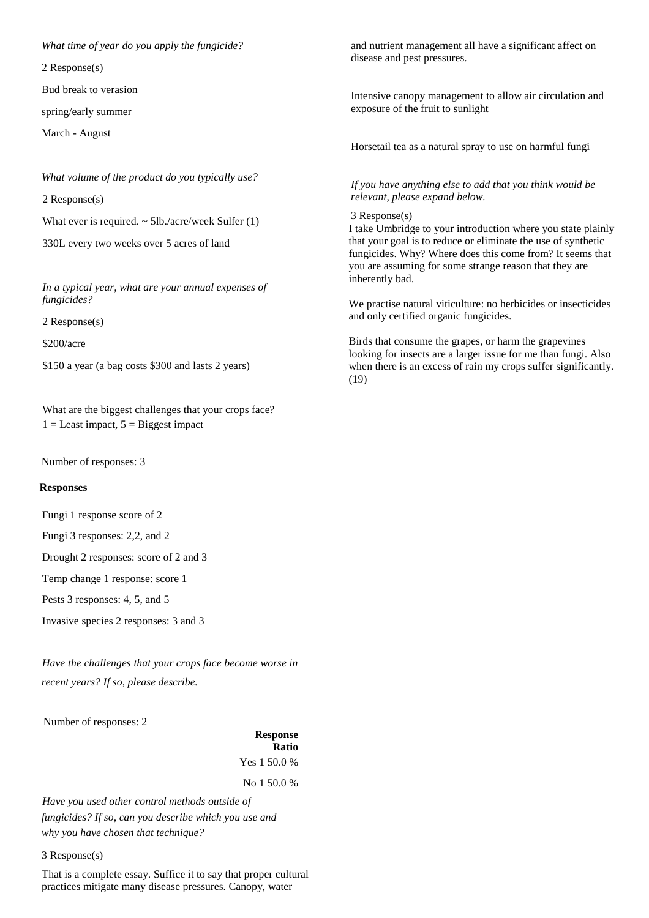*What time of year do you apply the fungicide?*

2 Response(s)

Bud break to verasion

spring/early summer

March - August

*What volume of the product do you typically use?*

2 Response(s)

What ever is required. ~ 5lb./acre/week Sulfer (1)

330L every two weeks over 5 acres of land

*In a typical year, what are your annual expenses of fungicides?*

2 Response(s)

$200/acre

$150 a year (a bag costs $300 and lasts 2 years)

What are the biggest challenges that your crops face?
1 = Least impact, 5 = Biggest impact

Number of responses: 3

**Responses**

Fungi 1 response score of 2

Fungi 3 responses: 2,2, and 2

Drought 2 responses: score of 2 and 3

Temp change 1 response: score 1

Pests 3 responses: 4, 5, and 5

Invasive species 2 responses: 3 and 3

*Have the challenges that your crops face become worse in recent years? If so, please describe.*

Number of responses: 2

| | Response Ratio |
|---|---|
| Yes | 1 50.0 % |
| No | 1 50.0 % |

*Have you used other control methods outside of fungicides? If so, can you describe which you use and why you have chosen that technique?*

3 Response(s)

That is a complete essay. Suffice it to say that proper cultural practices mitigate many disease pressures. Canopy, water and nutrient management all have a significant affect on disease and pest pressures.

Intensive canopy management to allow air circulation and exposure of the fruit to sunlight

Horsetail tea as a natural spray to use on harmful fungi

*If you have anything else to add that you think would be relevant, please expand below.*

3 Response(s)

I take Umbridge to your introduction where you state plainly that your goal is to reduce or eliminate the use of synthetic fungicides. Why? Where does this come from? It seems that you are assuming for some strange reason that they are inherently bad.

We practise natural viticulture: no herbicides or insecticides and only certified organic fungicides.

Birds that consume the grapes, or harm the grapevines looking for insects are a larger issue for me than fungi. Also when there is an excess of rain my crops suffer significantly. (19)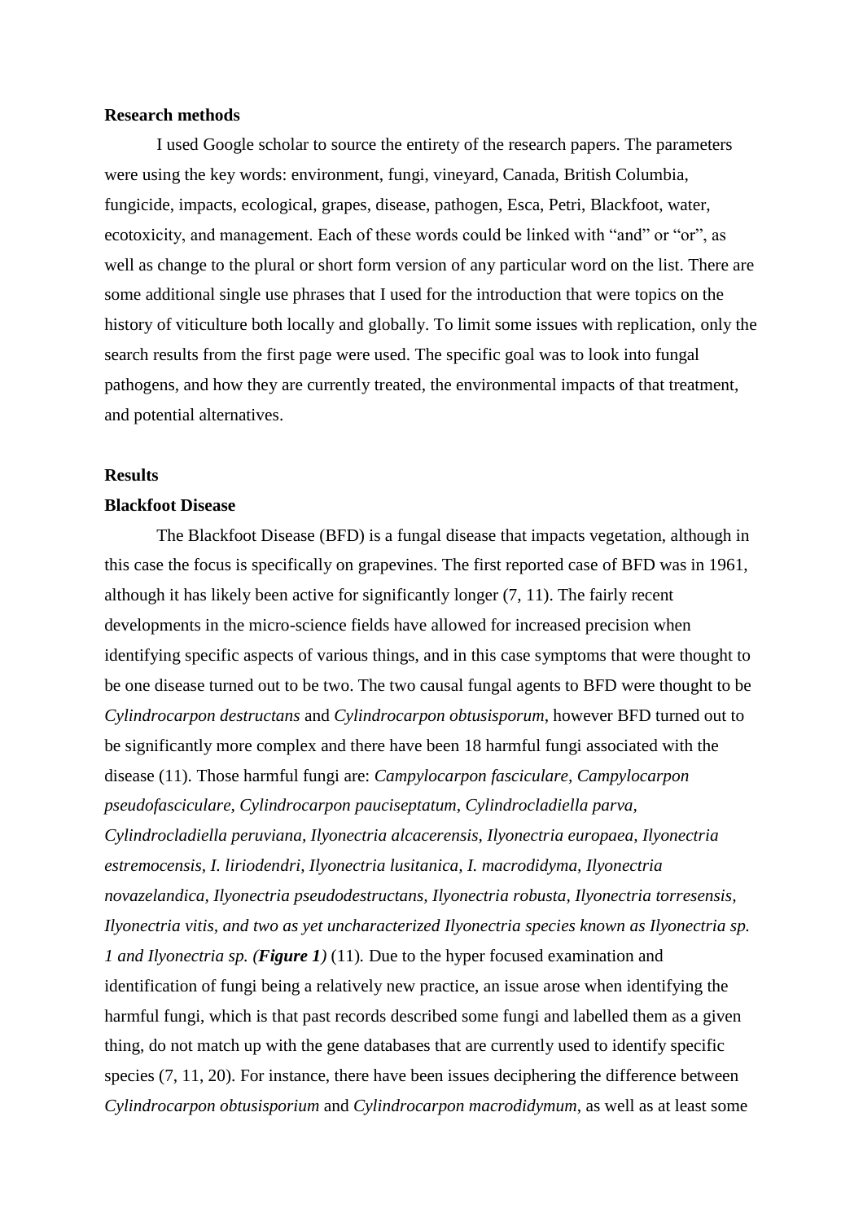**Research methods**

I used Google scholar to source the entirety of the research papers. The parameters were using the key words: environment, fungi, vineyard, Canada, British Columbia, fungicide, impacts, ecological, grapes, disease, pathogen, Esca, Petri, Blackfoot, water, ecotoxicity, and management. Each of these words could be linked with "and" or "or", as well as change to the plural or short form version of any particular word on the list. There are some additional single use phrases that I used for the introduction that were topics on the history of viticulture both locally and globally. To limit some issues with replication, only the search results from the first page were used. The specific goal was to look into fungal pathogens, and how they are currently treated, the environmental impacts of that treatment, and potential alternatives.

**Results**

**Blackfoot Disease**

The Blackfoot Disease (BFD) is a fungal disease that impacts vegetation, although in this case the focus is specifically on grapevines. The first reported case of BFD was in 1961, although it has likely been active for significantly longer (7, 11). The fairly recent developments in the micro-science fields have allowed for increased precision when identifying specific aspects of various things, and in this case symptoms that were thought to be one disease turned out to be two. The two causal fungal agents to BFD were thought to be *Cylindrocarpon destructans* and *Cylindrocarpon obtusisporum*, however BFD turned out to be significantly more complex and there have been 18 harmful fungi associated with the disease (11). Those harmful fungi are: *Campylocarpon fasciculare, Campylocarpon pseudofasciculare, Cylindrocarpon pauciseptatum, Cylindrocladiella parva, Cylindrocladiella peruviana, Ilyonectria alcacerensis, Ilyonectria europaea, Ilyonectria estremocensis, I. liriodendri, Ilyonectria lusitanica, I. macrodidyma, Ilyonectria novazelandica, Ilyonectria pseudodestructans, Ilyonectria robusta, Ilyonectria torresensis, Ilyonectria vitis, and two as yet uncharacterized Ilyonectria species known as Ilyonectria sp. 1 and Ilyonectria sp. (**Figure 1**)* (11). Due to the hyper focused examination and identification of fungi being a relatively new practice, an issue arose when identifying the harmful fungi, which is that past records described some fungi and labelled them as a given thing, do not match up with the gene databases that are currently used to identify specific species (7, 11, 20). For instance, there have been issues deciphering the difference between *Cylindrocarpon obtusisporium* and *Cylindrocarpon macrodidymum*, as well as at least some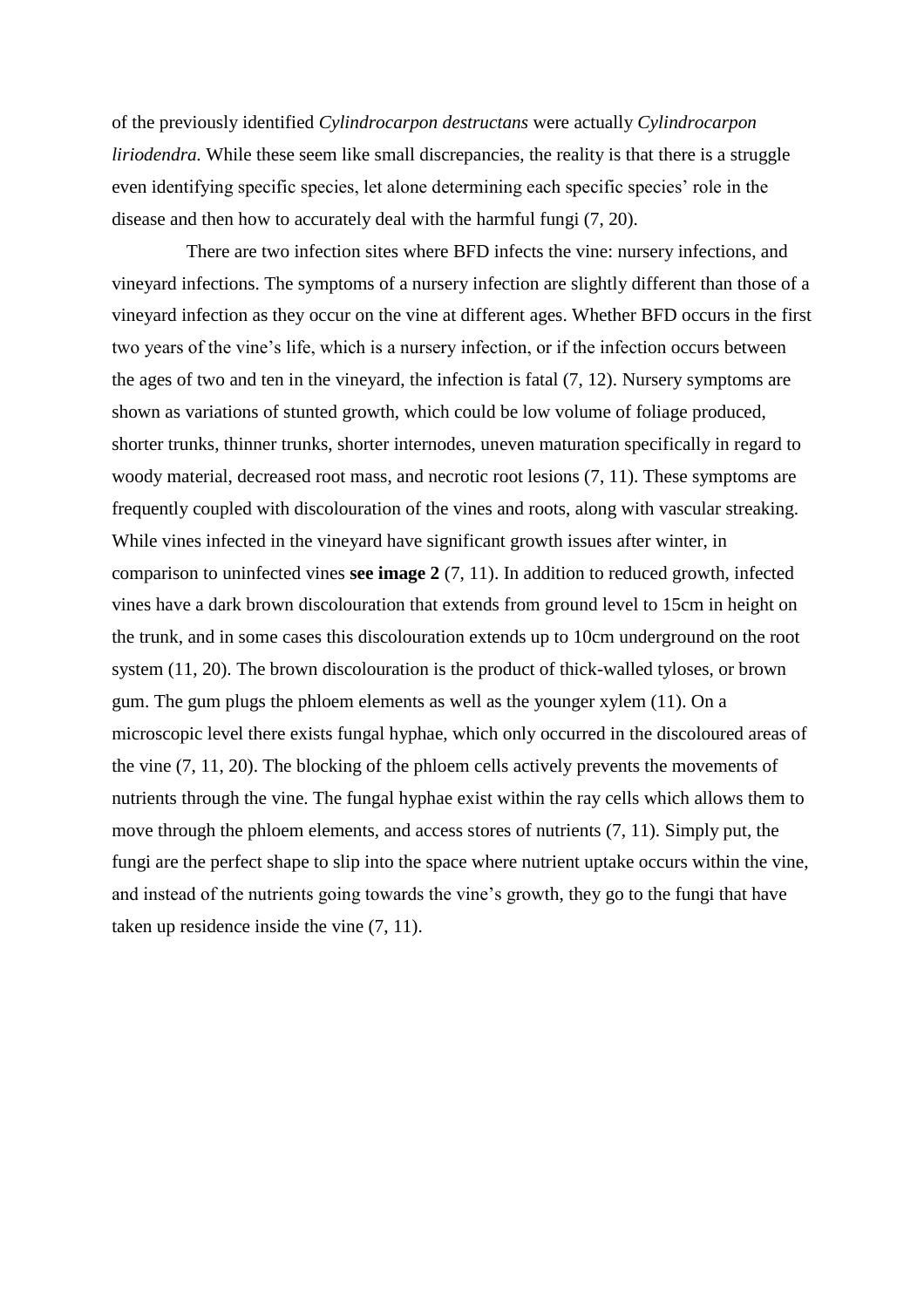of the previously identified *Cylindrocarpon destructans* were actually *Cylindrocarpon liriodendra.* While these seem like small discrepancies, the reality is that there is a struggle even identifying specific species, let alone determining each specific species' role in the disease and then how to accurately deal with the harmful fungi (7, 20).

There are two infection sites where BFD infects the vine: nursery infections, and vineyard infections. The symptoms of a nursery infection are slightly different than those of a vineyard infection as they occur on the vine at different ages. Whether BFD occurs in the first two years of the vine's life, which is a nursery infection, or if the infection occurs between the ages of two and ten in the vineyard, the infection is fatal (7, 12). Nursery symptoms are shown as variations of stunted growth, which could be low volume of foliage produced, shorter trunks, thinner trunks, shorter internodes, uneven maturation specifically in regard to woody material, decreased root mass, and necrotic root lesions (7, 11). These symptoms are frequently coupled with discolouration of the vines and roots, along with vascular streaking. While vines infected in the vineyard have significant growth issues after winter, in comparison to uninfected vines **see image 2** (7, 11). In addition to reduced growth, infected vines have a dark brown discolouration that extends from ground level to 15cm in height on the trunk, and in some cases this discolouration extends up to 10cm underground on the root system (11, 20). The brown discolouration is the product of thick-walled tyloses, or brown gum. The gum plugs the phloem elements as well as the younger xylem (11). On a microscopic level there exists fungal hyphae, which only occurred in the discoloured areas of the vine (7, 11, 20). The blocking of the phloem cells actively prevents the movements of nutrients through the vine. The fungal hyphae exist within the ray cells which allows them to move through the phloem elements, and access stores of nutrients (7, 11). Simply put, the fungi are the perfect shape to slip into the space where nutrient uptake occurs within the vine, and instead of the nutrients going towards the vine's growth, they go to the fungi that have taken up residence inside the vine (7, 11).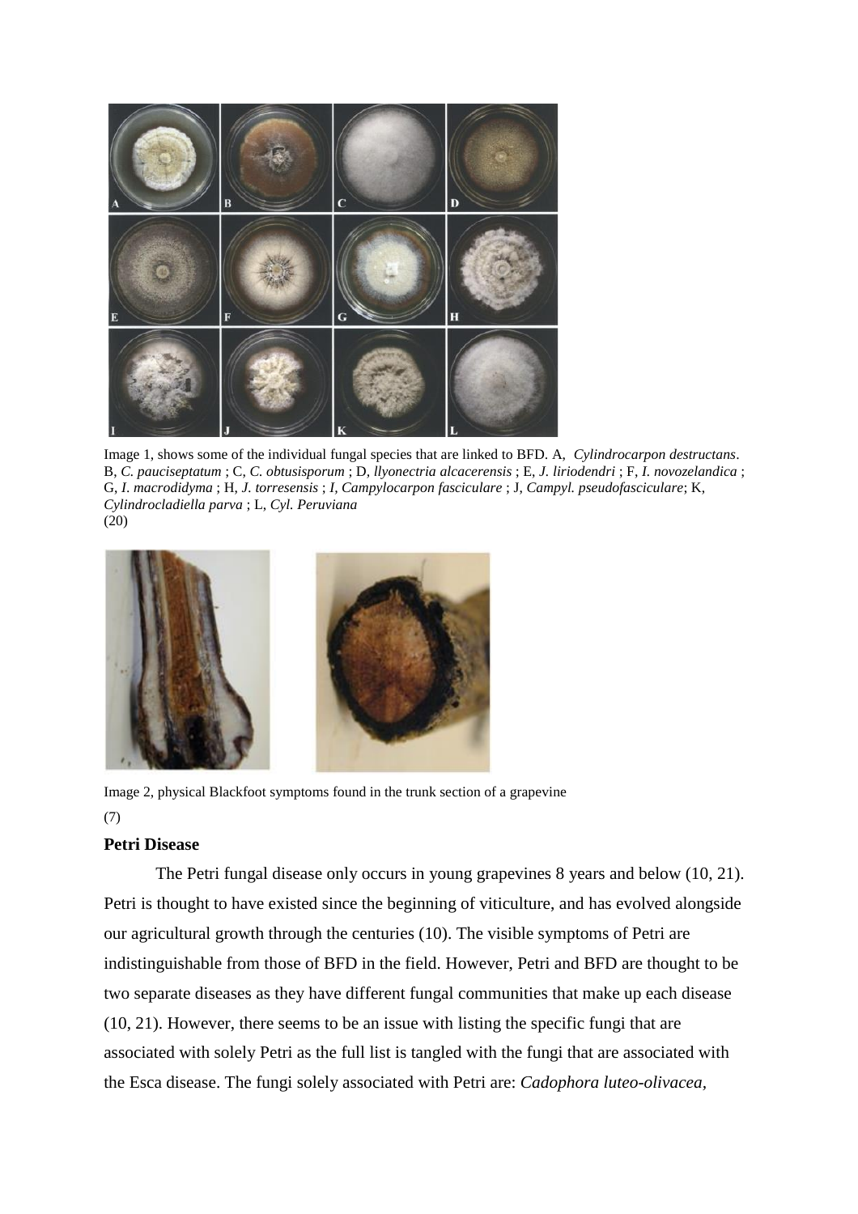Image 1, shows some of the individual fungal species that are linked to BFD. A, *Cylindrocarpon destructans*. B, *C. pauciseptatum* ; C, *C. obtusisporum* ; D, *llyonectria alcacerensis* ; E, *J. liriodendri* ; F, *I. novozelandica* ; G, *I. macrodidyma* ; H, *J. torresensis* ; *I, Campylocarpon fasciculare* ; J, *Campyl. pseudofasciculare*; K, *Cylindrocladiella parva* ; L, *Cyl. Peruviana*
(20)

Image 2, physical Blackfoot symptoms found in the trunk section of a grapevine
(7)

**Petri Disease**

The Petri fungal disease only occurs in young grapevines 8 years and below (10, 21). Petri is thought to have existed since the beginning of viticulture, and has evolved alongside our agricultural growth through the centuries (10). The visible symptoms of Petri are indistinguishable from those of BFD in the field. However, Petri and BFD are thought to be two separate diseases as they have different fungal communities that make up each disease (10, 21). However, there seems to be an issue with listing the specific fungi that are associated with solely Petri as the full list is tangled with the fungi that are associated with the Esca disease. The fungi solely associated with Petri are: *Cadophora luteo-olivacea*,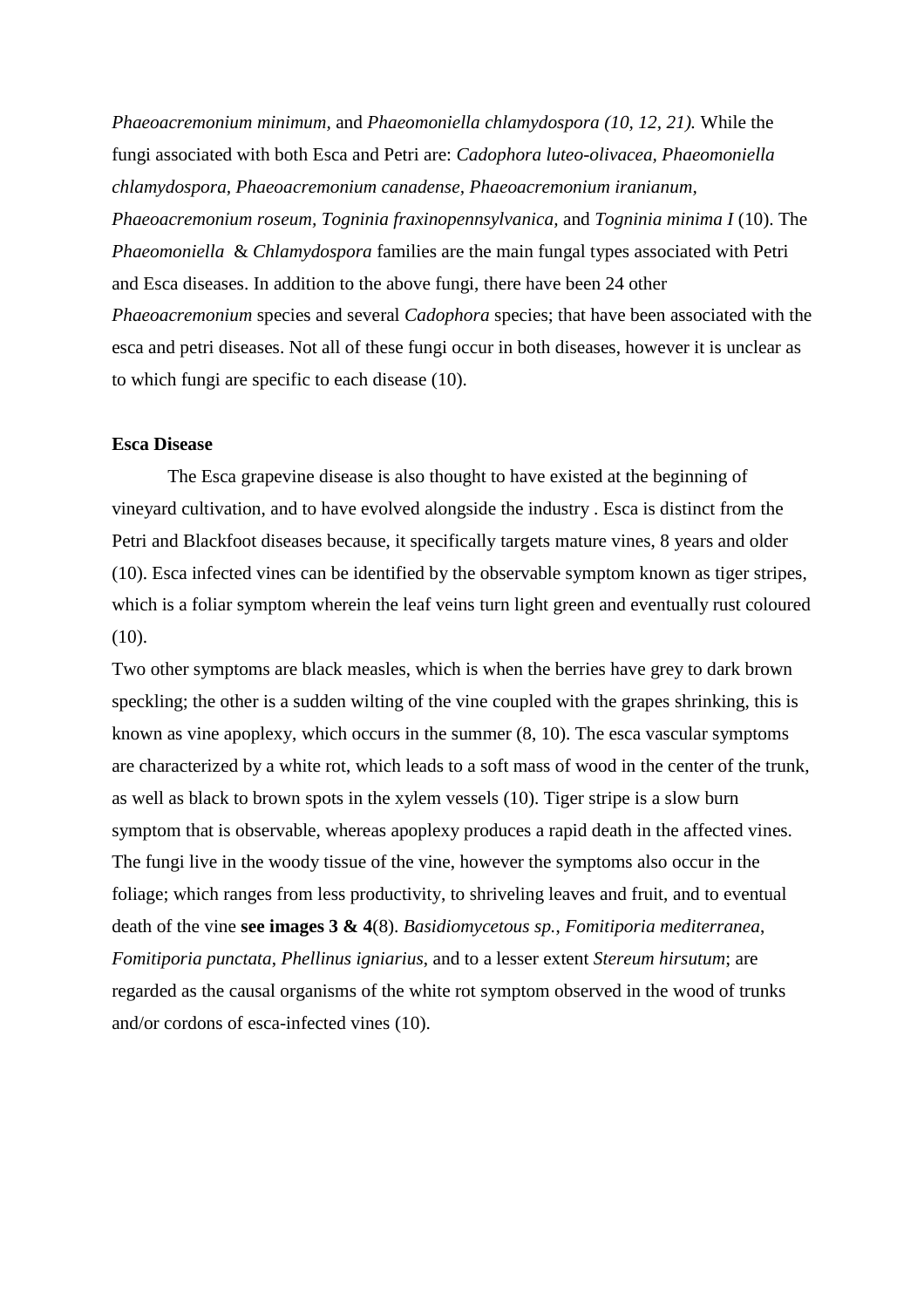*Phaeoacremonium minimum,* and *Phaeomoniella chlamydospora (10, 12, 21).* While the fungi associated with both Esca and Petri are: *Cadophora luteo-olivacea, Phaeomoniella chlamydospora, Phaeoacremonium canadense, Phaeoacremonium iranianum, Phaeoacremonium roseum, Togninia fraxinopennsylvanica,* and *Togninia minima I* (10). The *Phaeomoniella* & *Chlamydospora* families are the main fungal types associated with Petri and Esca diseases. In addition to the above fungi, there have been 24 other *Phaeoacremonium* species and several *Cadophora* species; that have been associated with the esca and petri diseases. Not all of these fungi occur in both diseases, however it is unclear as to which fungi are specific to each disease (10).

**Esca Disease**

The Esca grapevine disease is also thought to have existed at the beginning of vineyard cultivation, and to have evolved alongside the industry . Esca is distinct from the Petri and Blackfoot diseases because, it specifically targets mature vines, 8 years and older (10). Esca infected vines can be identified by the observable symptom known as tiger stripes, which is a foliar symptom wherein the leaf veins turn light green and eventually rust coloured (10).

Two other symptoms are black measles, which is when the berries have grey to dark brown speckling; the other is a sudden wilting of the vine coupled with the grapes shrinking, this is known as vine apoplexy, which occurs in the summer (8, 10). The esca vascular symptoms are characterized by a white rot, which leads to a soft mass of wood in the center of the trunk, as well as black to brown spots in the xylem vessels (10). Tiger stripe is a slow burn symptom that is observable, whereas apoplexy produces a rapid death in the affected vines. The fungi live in the woody tissue of the vine, however the symptoms also occur in the foliage; which ranges from less productivity, to shriveling leaves and fruit, and to eventual death of the vine **see images 3 & 4**(8). *Basidiomycetous sp.*, *Fomitiporia mediterranea*, *Fomitiporia punctata*, *Phellinus igniarius*, and to a lesser extent *Stereum hirsutum*; are regarded as the causal organisms of the white rot symptom observed in the wood of trunks and/or cordons of esca-infected vines (10).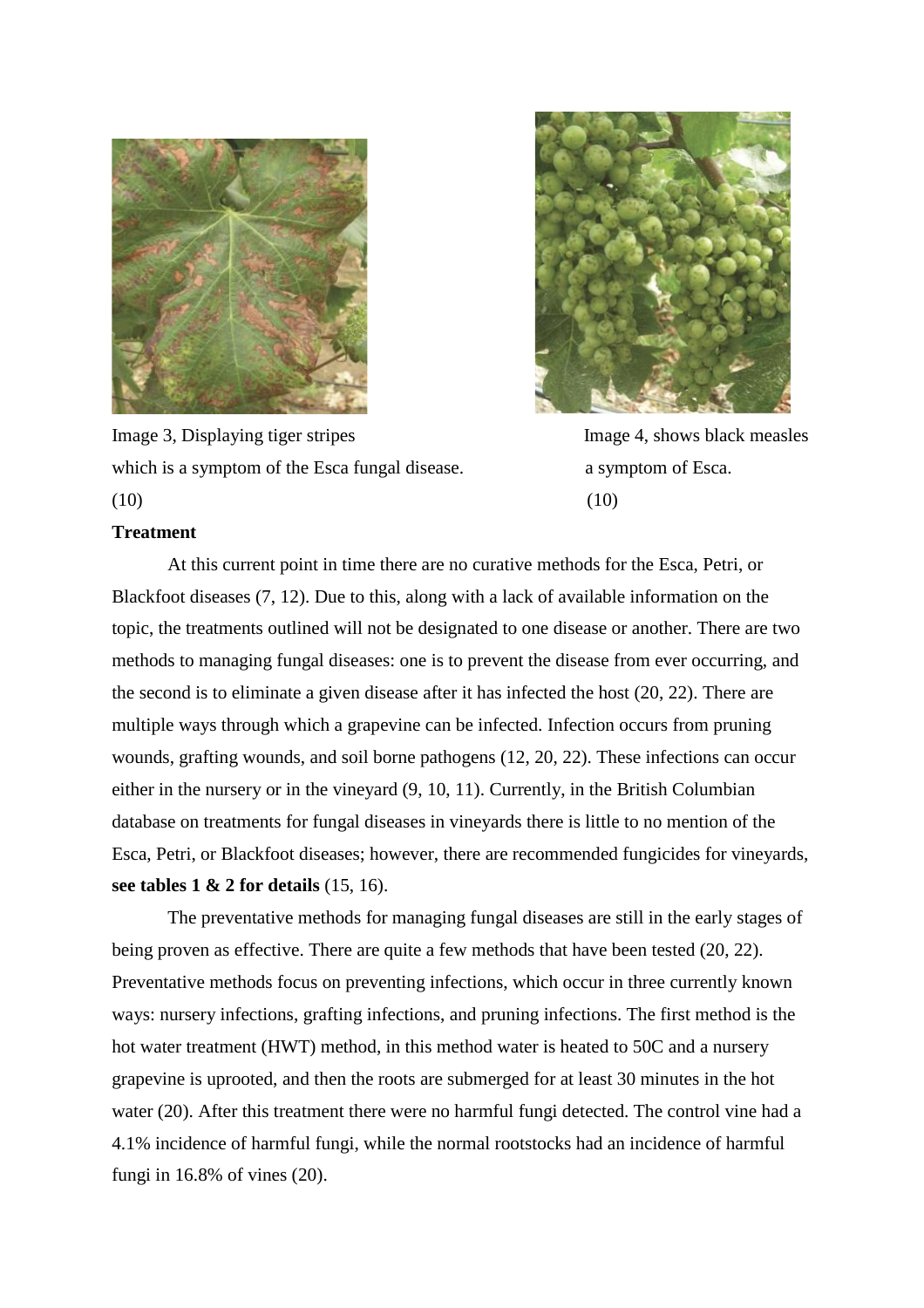Image 3, Displaying tiger stripes which is a symptom of the Esca fungal disease. (10)

Image 4, shows black measles a symptom of Esca. (10)

**Treatment**

At this current point in time there are no curative methods for the Esca, Petri, or Blackfoot diseases (7, 12). Due to this, along with a lack of available information on the topic, the treatments outlined will not be designated to one disease or another. There are two methods to managing fungal diseases: one is to prevent the disease from ever occurring, and the second is to eliminate a given disease after it has infected the host (20, 22). There are multiple ways through which a grapevine can be infected. Infection occurs from pruning wounds, grafting wounds, and soil borne pathogens (12, 20, 22). These infections can occur either in the nursery or in the vineyard (9, 10, 11). Currently, in the British Columbian database on treatments for fungal diseases in vineyards there is little to no mention of the Esca, Petri, or Blackfoot diseases; however, there are recommended fungicides for vineyards, **see tables 1 & 2 for details** (15, 16).

The preventative methods for managing fungal diseases are still in the early stages of being proven as effective. There are quite a few methods that have been tested (20, 22). Preventative methods focus on preventing infections, which occur in three currently known ways: nursery infections, grafting infections, and pruning infections. The first method is the hot water treatment (HWT) method, in this method water is heated to 50C and a nursery grapevine is uprooted, and then the roots are submerged for at least 30 minutes in the hot water (20). After this treatment there were no harmful fungi detected. The control vine had a 4.1% incidence of harmful fungi, while the normal rootstocks had an incidence of harmful fungi in 16.8% of vines (20).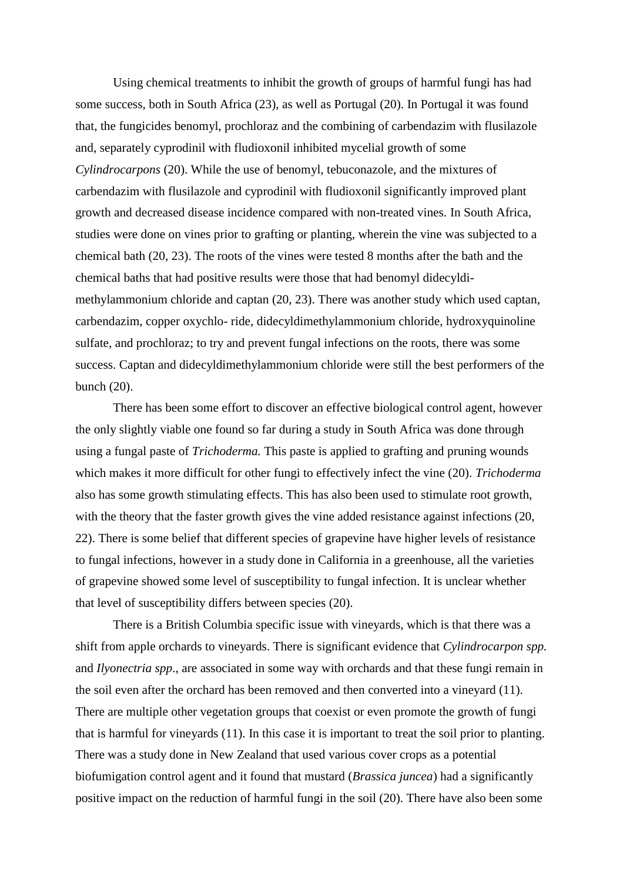Using chemical treatments to inhibit the growth of groups of harmful fungi has had some success, both in South Africa (23), as well as Portugal (20). In Portugal it was found that, the fungicides benomyl, prochloraz and the combining of carbendazim with flusilazole and, separately cyprodinil with fludioxonil inhibited mycelial growth of some *Cylindrocarpons* (20). While the use of benomyl, tebuconazole, and the mixtures of carbendazim with flusilazole and cyprodinil with fludioxonil significantly improved plant growth and decreased disease incidence compared with non-treated vines. In South Africa, studies were done on vines prior to grafting or planting, wherein the vine was subjected to a chemical bath (20, 23). The roots of the vines were tested 8 months after the bath and the chemical baths that had positive results were those that had benomyl didecyldi-methylammonium chloride and captan (20, 23). There was another study which used captan, carbendazim, copper oxychlo- ride, didecyldimethylammonium chloride, hydroxyquinoline sulfate, and prochloraz; to try and prevent fungal infections on the roots, there was some success. Captan and didecyldimethylammonium chloride were still the best performers of the bunch (20).

There has been some effort to discover an effective biological control agent, however the only slightly viable one found so far during a study in South Africa was done through using a fungal paste of *Trichoderma.* This paste is applied to grafting and pruning wounds which makes it more difficult for other fungi to effectively infect the vine (20). *Trichoderma* also has some growth stimulating effects. This has also been used to stimulate root growth, with the theory that the faster growth gives the vine added resistance against infections (20, 22). There is some belief that different species of grapevine have higher levels of resistance to fungal infections, however in a study done in California in a greenhouse, all the varieties of grapevine showed some level of susceptibility to fungal infection. It is unclear whether that level of susceptibility differs between species (20).

There is a British Columbia specific issue with vineyards, which is that there was a shift from apple orchards to vineyards. There is significant evidence that *Cylindrocarpon spp.* and *Ilyonectria spp*., are associated in some way with orchards and that these fungi remain in the soil even after the orchard has been removed and then converted into a vineyard (11). There are multiple other vegetation groups that coexist or even promote the growth of fungi that is harmful for vineyards (11). In this case it is important to treat the soil prior to planting. There was a study done in New Zealand that used various cover crops as a potential biofumigation control agent and it found that mustard (*Brassica juncea*) had a significantly positive impact on the reduction of harmful fungi in the soil (20). There have also been some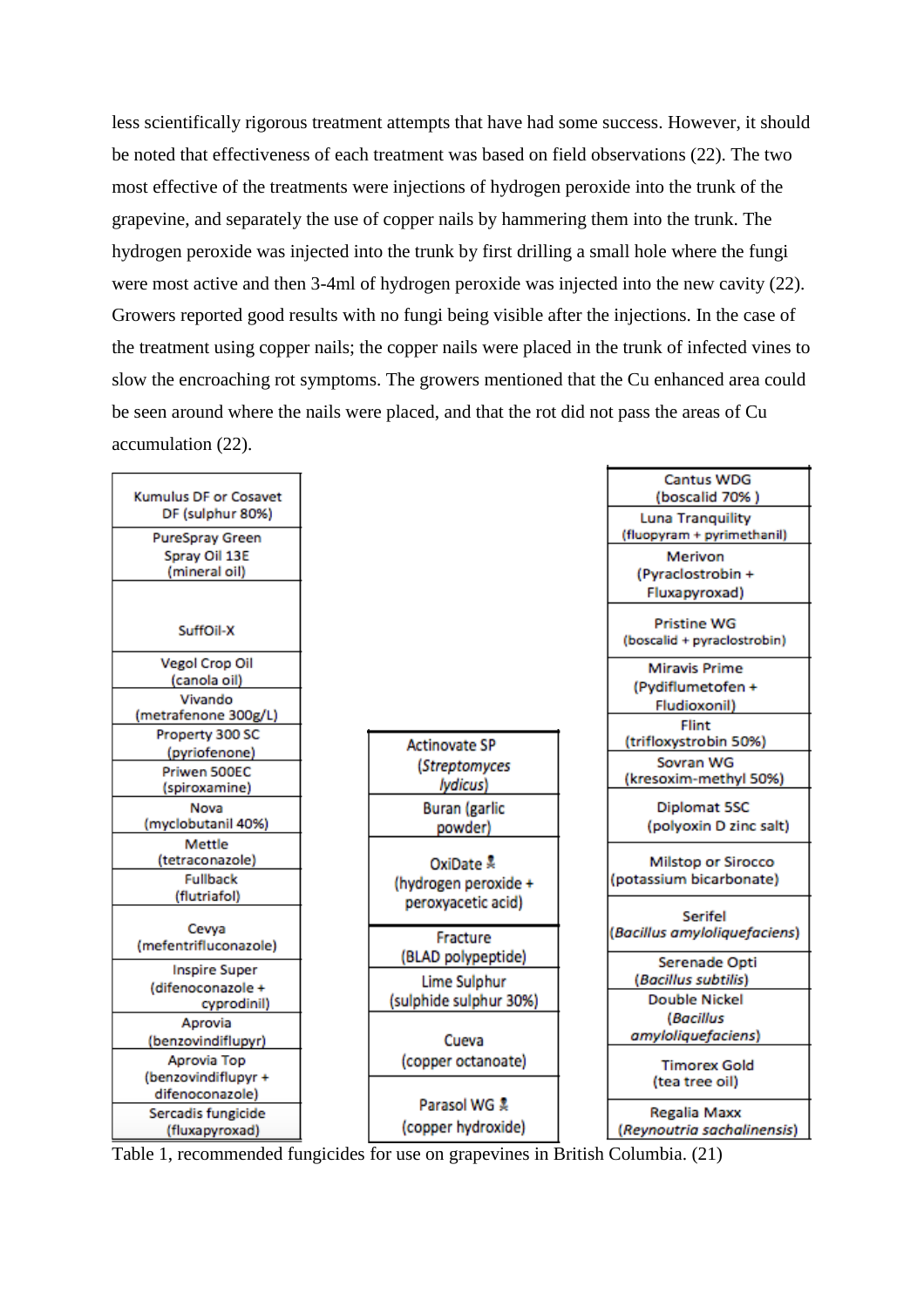less scientifically rigorous treatment attempts that have had some success. However, it should be noted that effectiveness of each treatment was based on field observations (22). The two most effective of the treatments were injections of hydrogen peroxide into the trunk of the grapevine, and separately the use of copper nails by hammering them into the trunk. The hydrogen peroxide was injected into the trunk by first drilling a small hole where the fungi were most active and then 3-4ml of hydrogen peroxide was injected into the new cavity (22). Growers reported good results with no fungi being visible after the injections. In the case of the treatment using copper nails; the copper nails were placed in the trunk of infected vines to slow the encroaching rot symptoms. The growers mentioned that the Cu enhanced area could be seen around where the nails were placed, and that the rot did not pass the areas of Cu accumulation (22).

| |
|---|
| Kumulus DF or Cosavet DF (sulphur 80%) |
| PureSpray Green Spray Oil 13E (mineral oil) |
| SuffOil-X |
| Vegol Crop Oil (canola oil) |
| Vivando (metrafenone 300g/L) |
| Property 300 SC (pyriofenone) |
| Priwen 500EC (spiroxamine) |
| Nova (myclobutanil 40%) |
| Mettle (tetraconazole) |
| Fullback (flutriafol) |
| Cevya (mefentrifluconazole) |
| Inspire Super (difenoconazole + cyprodinil) |
| Aprovia (benzovindiflupyr) |
| Aprovia Top (benzovindiflupyr + difenoconazole) |
| Sercadis fungicide (fluxapyroxad) |

| |
|---|
| Actinovate SP (*Streptomyces lydicus*) |
| Buran (garlic powder) |
| OxiDate ☠ (hydrogen peroxide + peroxyacetic acid) |
| Fracture (BLAD polypeptide) |
| Lime Sulphur (sulphide sulphur 30%) |
| Cueva (copper octanoate) |
| Parasol WG ☠ (copper hydroxide) |

| |
|---|
| Cantus WDG (boscalid 70% ) |
| Luna Tranquility (fluopyram + pyrimethanil) |
| Merivon (Pyraclostrobin + Fluxapyroxad) |
| Pristine WG (boscalid + pyraclostrobin) |
| Miravis Prime (Pydiflumetofen + Fludioxonil) |
| Flint (trifloxystrobin 50%) |
| Sovran WG (kresoxim-methyl 50%) |
| Diplomat 5SC (polyoxin D zinc salt) |
| Milstop or Sirocco (potassium bicarbonate) |
| Serifel (*Bacillus amyloliquefaciens*) |
| Serenade Opti (*Bacillus subtilis*) |
| Double Nickel (*Bacillus amyloliquefaciens*) |
| Timorex Gold (tea tree oil) |
| Regalia Maxx (*Reynoutria sachalinensis*) |

Table 1, recommended fungicides for use on grapevines in British Columbia. (21)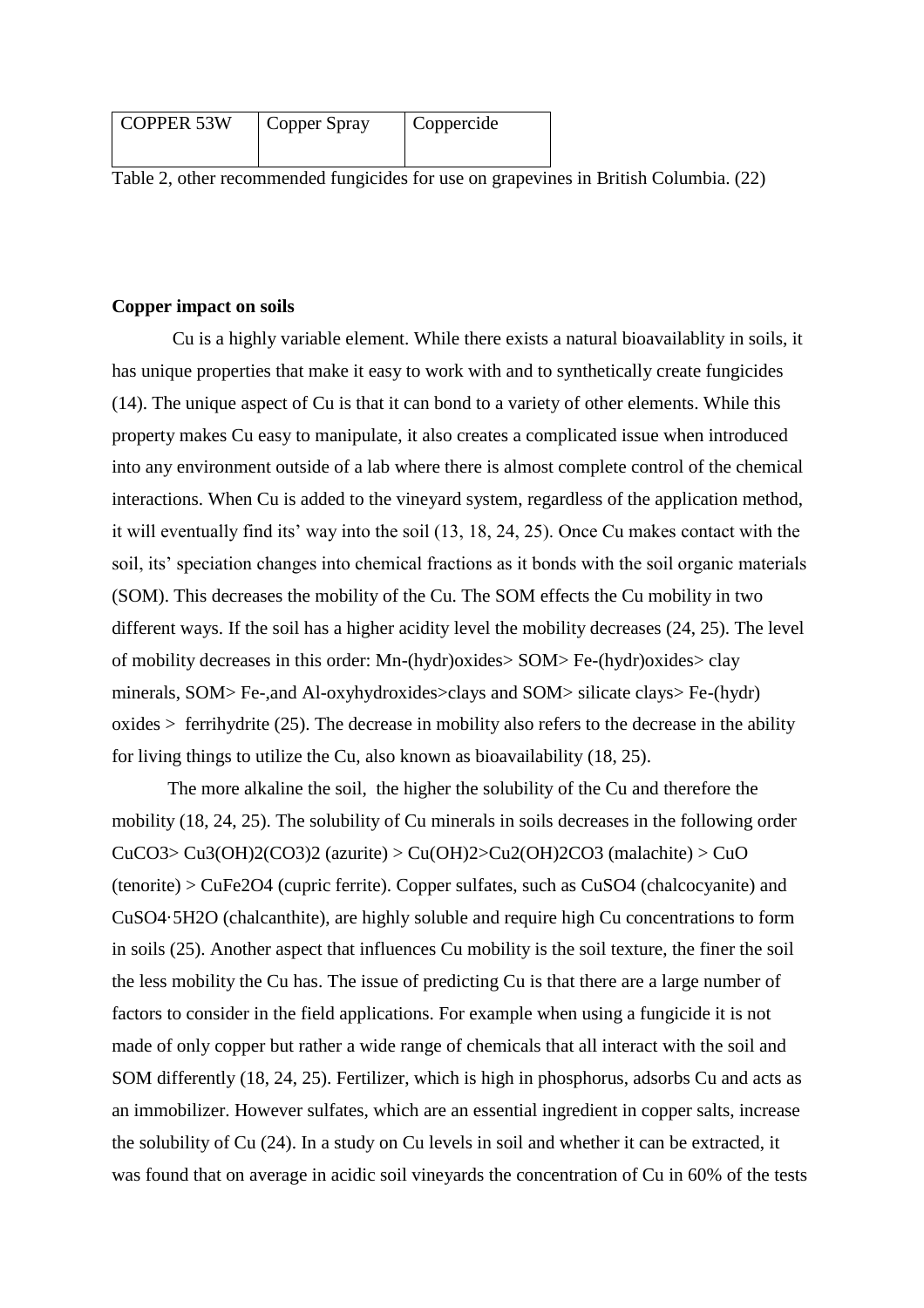| COPPER 53W | Copper Spray | Coppercide |
| --- | --- | --- |

Table 2, other recommended fungicides for use on grapevines in British Columbia. (22)

**Copper impact on soils**

Cu is a highly variable element. While there exists a natural bioavailablity in soils, it has unique properties that make it easy to work with and to synthetically create fungicides (14). The unique aspect of Cu is that it can bond to a variety of other elements. While this property makes Cu easy to manipulate, it also creates a complicated issue when introduced into any environment outside of a lab where there is almost complete control of the chemical interactions. When Cu is added to the vineyard system, regardless of the application method, it will eventually find its' way into the soil (13, 18, 24, 25). Once Cu makes contact with the soil, its' speciation changes into chemical fractions as it bonds with the soil organic materials (SOM). This decreases the mobility of the Cu. The SOM effects the Cu mobility in two different ways. If the soil has a higher acidity level the mobility decreases (24, 25). The level of mobility decreases in this order: Mn-(hydr)oxides> SOM> Fe-(hydr)oxides> clay minerals, SOM> Fe-,and Al-oxyhydroxides>clays and SOM> silicate clays> Fe-(hydr) oxides > ferrihydrite (25). The decrease in mobility also refers to the decrease in the ability for living things to utilize the Cu, also known as bioavailability (18, 25).

The more alkaline the soil, the higher the solubility of the Cu and therefore the mobility (18, 24, 25). The solubility of Cu minerals in soils decreases in the following order $CuCO_3$> $Cu_3(OH)_2(CO_3)_2$ (azurite) > $Cu(OH)_2$>$Cu_2(OH)_2CO_3$ (malachite) > CuO (tenorite) > $CuFe_2O_4$ (cupric ferrite). Copper sulfates, such as $CuSO_4$ (chalcocyanite) and $CuSO_4{\cdot}5H_2O$ (chalcanthite), are highly soluble and require high Cu concentrations to form in soils (25). Another aspect that influences Cu mobility is the soil texture, the finer the soil the less mobility the Cu has. The issue of predicting Cu is that there are a large number of factors to consider in the field applications. For example when using a fungicide it is not made of only copper but rather a wide range of chemicals that all interact with the soil and SOM differently (18, 24, 25). Fertilizer, which is high in phosphorus, adsorbs Cu and acts as an immobilizer. However sulfates, which are an essential ingredient in copper salts, increase the solubility of Cu (24). In a study on Cu levels in soil and whether it can be extracted, it was found that on average in acidic soil vineyards the concentration of Cu in 60% of the tests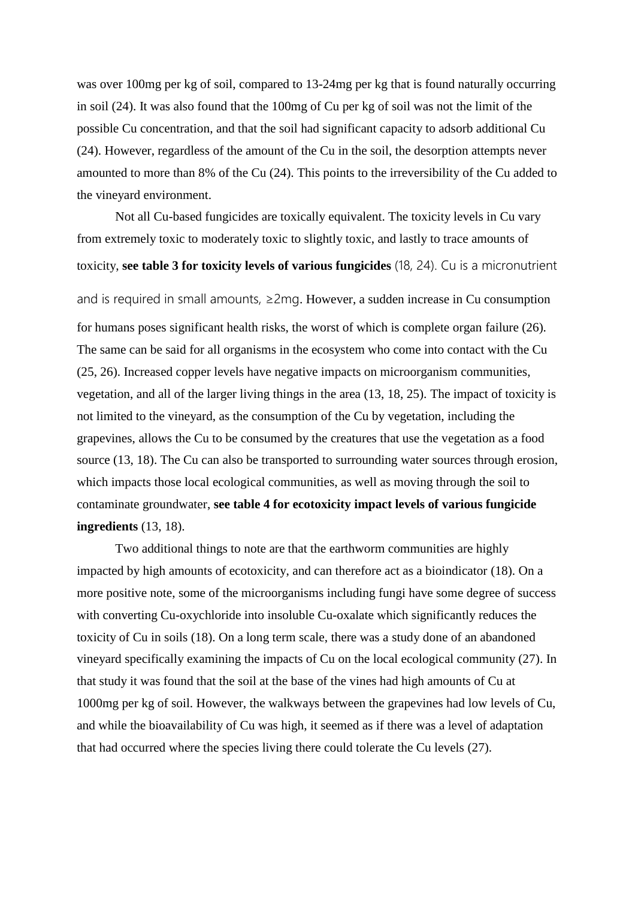was over 100mg per kg of soil, compared to 13-24mg per kg that is found naturally occurring in soil (24). It was also found that the 100mg of Cu per kg of soil was not the limit of the possible Cu concentration, and that the soil had significant capacity to adsorb additional Cu (24). However, regardless of the amount of the Cu in the soil, the desorption attempts never amounted to more than 8% of the Cu (24). This points to the irreversibility of the Cu added to the vineyard environment.

Not all Cu-based fungicides are toxically equivalent. The toxicity levels in Cu vary from extremely toxic to moderately toxic to slightly toxic, and lastly to trace amounts of toxicity, **see table 3 for toxicity levels of various fungicides** (18, 24). Cu is a micronutrient and is required in small amounts, ≥2mg. However, a sudden increase in Cu consumption for humans poses significant health risks, the worst of which is complete organ failure (26). The same can be said for all organisms in the ecosystem who come into contact with the Cu (25, 26). Increased copper levels have negative impacts on microorganism communities, vegetation, and all of the larger living things in the area (13, 18, 25). The impact of toxicity is not limited to the vineyard, as the consumption of the Cu by vegetation, including the grapevines, allows the Cu to be consumed by the creatures that use the vegetation as a food source (13, 18). The Cu can also be transported to surrounding water sources through erosion, which impacts those local ecological communities, as well as moving through the soil to contaminate groundwater, **see table 4 for ecotoxicity impact levels of various fungicide ingredients** (13, 18).

Two additional things to note are that the earthworm communities are highly impacted by high amounts of ecotoxicity, and can therefore act as a bioindicator (18). On a more positive note, some of the microorganisms including fungi have some degree of success with converting Cu-oxychloride into insoluble Cu-oxalate which significantly reduces the toxicity of Cu in soils (18). On a long term scale, there was a study done of an abandoned vineyard specifically examining the impacts of Cu on the local ecological community (27). In that study it was found that the soil at the base of the vines had high amounts of Cu at 1000mg per kg of soil. However, the walkways between the grapevines had low levels of Cu, and while the bioavailability of Cu was high, it seemed as if there was a level of adaptation that had occurred where the species living there could tolerate the Cu levels (27).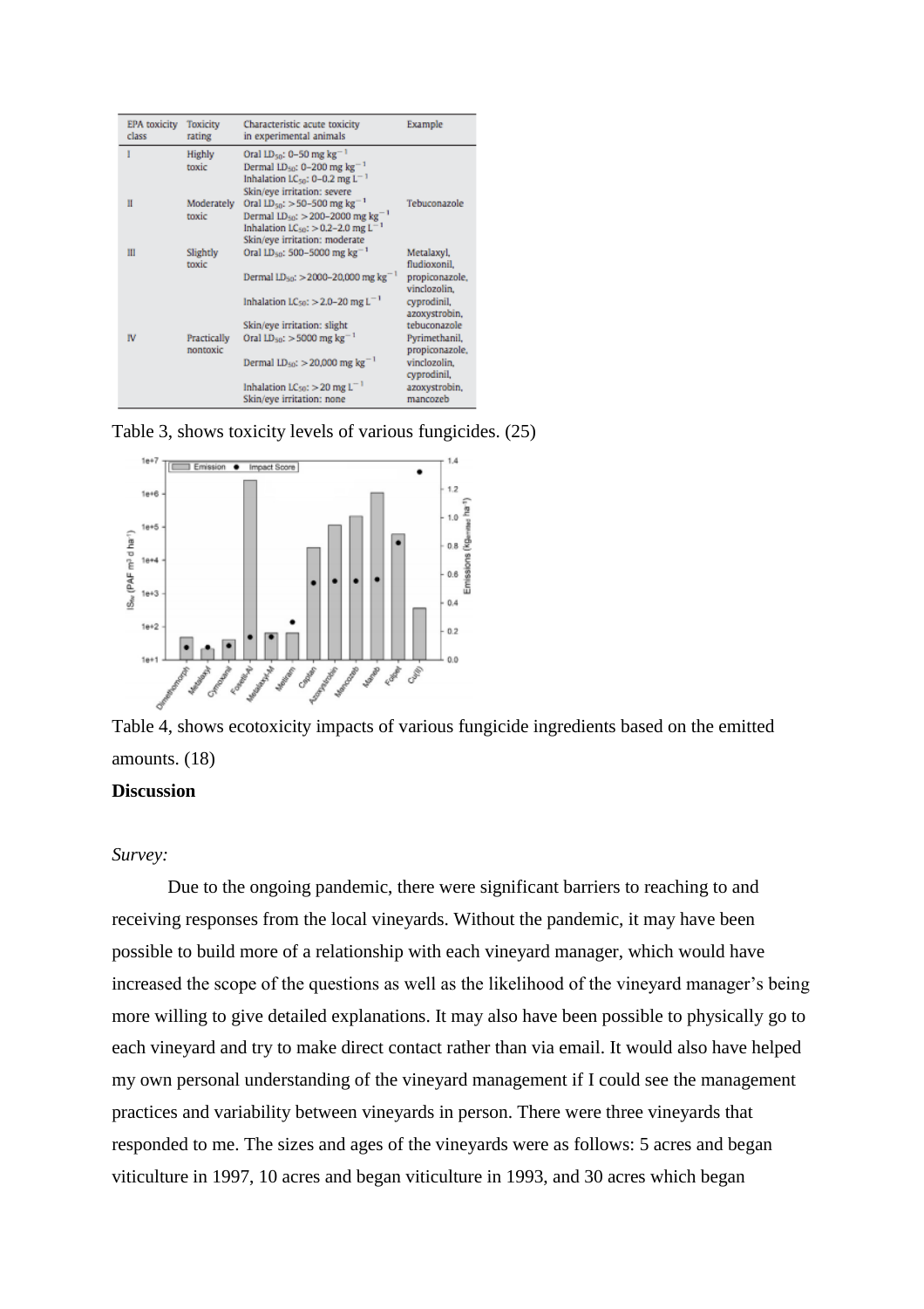| EPA toxicity class | Toxicity rating | Characteristic acute toxicity in experimental animals | Example |
|---|---|---|---|
| I | Highly toxic | Oral $LD_{50}$: 0–50 mg $kg^{-1}$<br>Dermal $LD_{50}$: 0–200 mg $kg^{-1}$<br>Inhalation $LC_{50}$: 0–0.2 mg $L^{-1}$<br>Skin/eye irritation: severe | |
| II | Moderately toxic | Oral $LD_{50}$: >50–500 mg $kg^{-1}$<br>Dermal $LD_{50}$: >200–2000 mg $kg^{-1}$<br>Inhalation $LC_{50}$: >0.2–2.0 mg $L^{-1}$<br>Skin/eye irritation: moderate | Tebuconazole |
| III | Slightly toxic | Oral $LD_{50}$: 500–5000 mg $kg^{-1}$<br>Dermal $LD_{50}$: >2000–20,000 mg $kg^{-1}$<br>Inhalation $LC_{50}$: >2.0–20 mg $L^{-1}$<br>Skin/eye irritation: slight | Metalaxyl, fludioxonil, propiconazole, vinclozolin, cyprodinil, azoxystrobin, tebuconazole |
| IV | Practically nontoxic | Oral $LD_{50}$: >5000 mg $kg^{-1}$<br>Dermal $LD_{50}$: >20,000 mg $kg^{-1}$<br>Inhalation $LC_{50}$: >20 mg $L^{-1}$<br>Skin/eye irritation: none | Pyrimethanil, propiconazole, vinclozolin, cyprodinil, azoxystrobin, mancozeb |

Table 3, shows toxicity levels of various fungicides. (25)

Table 4, shows ecotoxicity impacts of various fungicide ingredients based on the emitted amounts. (18)

**Discussion**

*Survey:*

Due to the ongoing pandemic, there were significant barriers to reaching to and receiving responses from the local vineyards. Without the pandemic, it may have been possible to build more of a relationship with each vineyard manager, which would have increased the scope of the questions as well as the likelihood of the vineyard manager's being more willing to give detailed explanations. It may also have been possible to physically go to each vineyard and try to make direct contact rather than via email. It would also have helped my own personal understanding of the vineyard management if I could see the management practices and variability between vineyards in person. There were three vineyards that responded to me. The sizes and ages of the vineyards were as follows: 5 acres and began viticulture in 1997, 10 acres and began viticulture in 1993, and 30 acres which began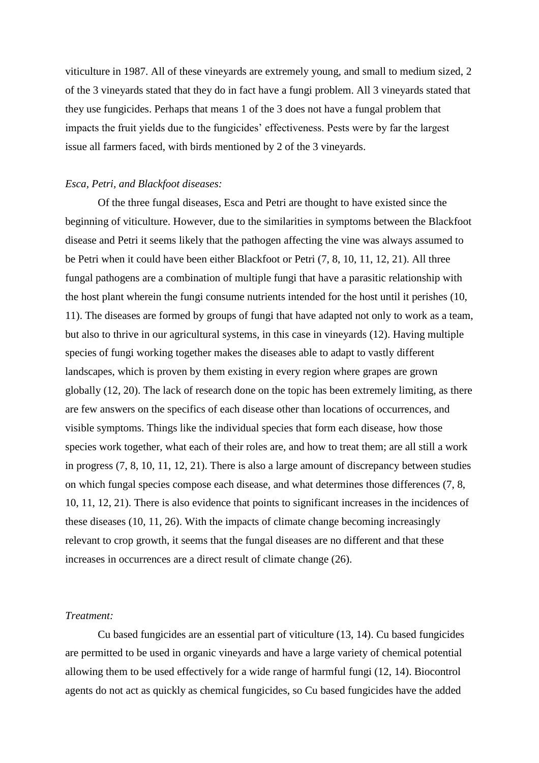viticulture in 1987. All of these vineyards are extremely young, and small to medium sized, 2 of the 3 vineyards stated that they do in fact have a fungi problem. All 3 vineyards stated that they use fungicides. Perhaps that means 1 of the 3 does not have a fungal problem that impacts the fruit yields due to the fungicides' effectiveness. Pests were by far the largest issue all farmers faced, with birds mentioned by 2 of the 3 vineyards.

*Esca, Petri, and Blackfoot diseases:*

Of the three fungal diseases, Esca and Petri are thought to have existed since the beginning of viticulture. However, due to the similarities in symptoms between the Blackfoot disease and Petri it seems likely that the pathogen affecting the vine was always assumed to be Petri when it could have been either Blackfoot or Petri (7, 8, 10, 11, 12, 21). All three fungal pathogens are a combination of multiple fungi that have a parasitic relationship with the host plant wherein the fungi consume nutrients intended for the host until it perishes (10, 11). The diseases are formed by groups of fungi that have adapted not only to work as a team, but also to thrive in our agricultural systems, in this case in vineyards (12). Having multiple species of fungi working together makes the diseases able to adapt to vastly different landscapes, which is proven by them existing in every region where grapes are grown globally (12, 20). The lack of research done on the topic has been extremely limiting, as there are few answers on the specifics of each disease other than locations of occurrences, and visible symptoms. Things like the individual species that form each disease, how those species work together, what each of their roles are, and how to treat them; are all still a work in progress (7, 8, 10, 11, 12, 21). There is also a large amount of discrepancy between studies on which fungal species compose each disease, and what determines those differences (7, 8, 10, 11, 12, 21). There is also evidence that points to significant increases in the incidences of these diseases (10, 11, 26). With the impacts of climate change becoming increasingly relevant to crop growth, it seems that the fungal diseases are no different and that these increases in occurrences are a direct result of climate change (26).

*Treatment:*

Cu based fungicides are an essential part of viticulture (13, 14). Cu based fungicides are permitted to be used in organic vineyards and have a large variety of chemical potential allowing them to be used effectively for a wide range of harmful fungi (12, 14). Biocontrol agents do not act as quickly as chemical fungicides, so Cu based fungicides have the added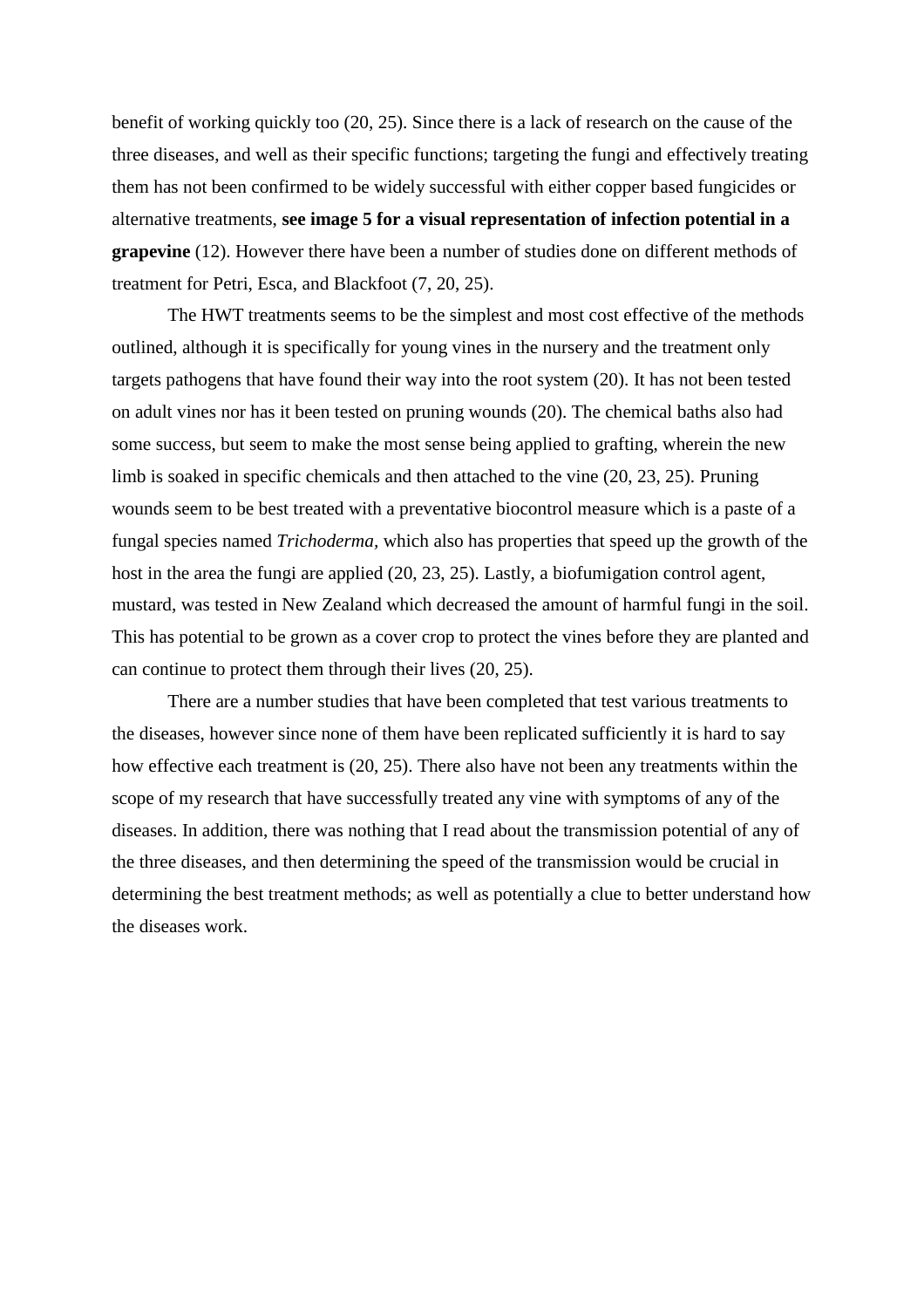benefit of working quickly too (20, 25). Since there is a lack of research on the cause of the three diseases, and well as their specific functions; targeting the fungi and effectively treating them has not been confirmed to be widely successful with either copper based fungicides or alternative treatments, **see image 5 for a visual representation of infection potential in a grapevine** (12). However there have been a number of studies done on different methods of treatment for Petri, Esca, and Blackfoot (7, 20, 25).

The HWT treatments seems to be the simplest and most cost effective of the methods outlined, although it is specifically for young vines in the nursery and the treatment only targets pathogens that have found their way into the root system (20). It has not been tested on adult vines nor has it been tested on pruning wounds (20). The chemical baths also had some success, but seem to make the most sense being applied to grafting, wherein the new limb is soaked in specific chemicals and then attached to the vine (20, 23, 25). Pruning wounds seem to be best treated with a preventative biocontrol measure which is a paste of a fungal species named *Trichoderma,* which also has properties that speed up the growth of the host in the area the fungi are applied (20, 23, 25). Lastly, a biofumigation control agent, mustard, was tested in New Zealand which decreased the amount of harmful fungi in the soil. This has potential to be grown as a cover crop to protect the vines before they are planted and can continue to protect them through their lives (20, 25).

There are a number studies that have been completed that test various treatments to the diseases, however since none of them have been replicated sufficiently it is hard to say how effective each treatment is (20, 25). There also have not been any treatments within the scope of my research that have successfully treated any vine with symptoms of any of the diseases. In addition, there was nothing that I read about the transmission potential of any of the three diseases, and then determining the speed of the transmission would be crucial in determining the best treatment methods; as well as potentially a clue to better understand how the diseases work.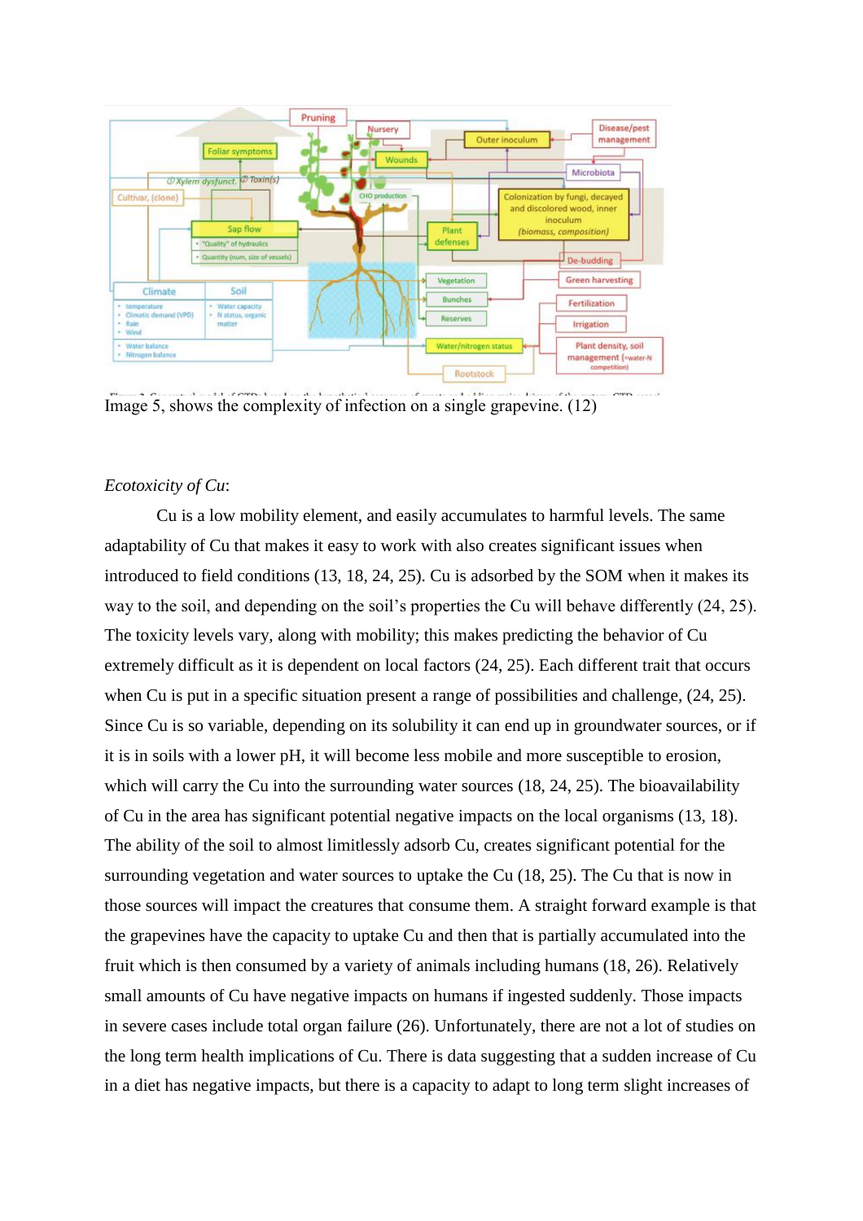Image 5, shows the complexity of infection on a single grapevine. (12)

*Ecotoxicity of Cu*:

Cu is a low mobility element, and easily accumulates to harmful levels. The same adaptability of Cu that makes it easy to work with also creates significant issues when introduced to field conditions (13, 18, 24, 25). Cu is adsorbed by the SOM when it makes its way to the soil, and depending on the soil's properties the Cu will behave differently (24, 25). The toxicity levels vary, along with mobility; this makes predicting the behavior of Cu extremely difficult as it is dependent on local factors (24, 25). Each different trait that occurs when Cu is put in a specific situation present a range of possibilities and challenge, (24, 25). Since Cu is so variable, depending on its solubility it can end up in groundwater sources, or if it is in soils with a lower pH, it will become less mobile and more susceptible to erosion, which will carry the Cu into the surrounding water sources (18, 24, 25). The bioavailability of Cu in the area has significant potential negative impacts on the local organisms (13, 18). The ability of the soil to almost limitlessly adsorb Cu, creates significant potential for the surrounding vegetation and water sources to uptake the Cu (18, 25). The Cu that is now in those sources will impact the creatures that consume them. A straight forward example is that the grapevines have the capacity to uptake Cu and then that is partially accumulated into the fruit which is then consumed by a variety of animals including humans (18, 26). Relatively small amounts of Cu have negative impacts on humans if ingested suddenly. Those impacts in severe cases include total organ failure (26). Unfortunately, there are not a lot of studies on the long term health implications of Cu. There is data suggesting that a sudden increase of Cu in a diet has negative impacts, but there is a capacity to adapt to long term slight increases of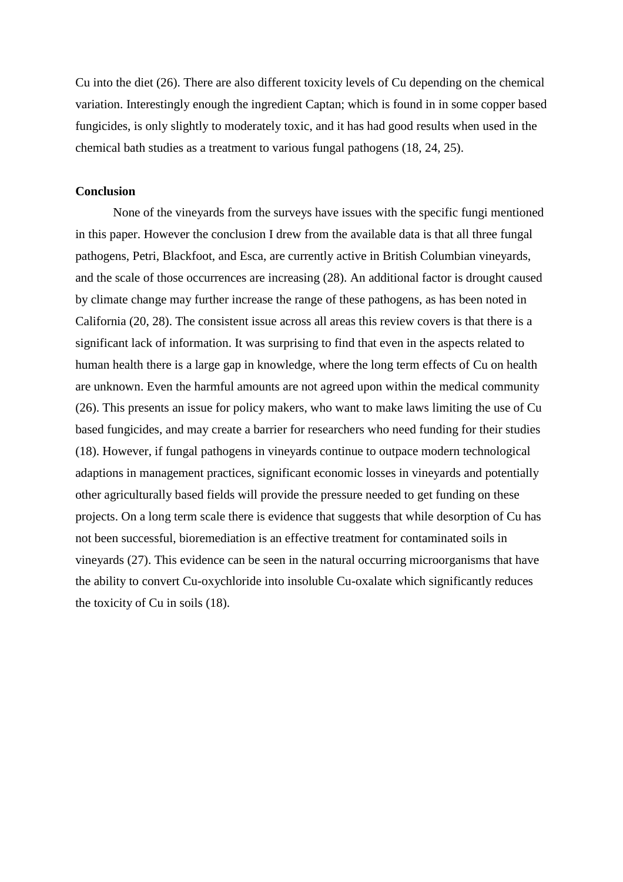Cu into the diet (26). There are also different toxicity levels of Cu depending on the chemical variation. Interestingly enough the ingredient Captan; which is found in in some copper based fungicides, is only slightly to moderately toxic, and it has had good results when used in the chemical bath studies as a treatment to various fungal pathogens (18, 24, 25).

**Conclusion**

None of the vineyards from the surveys have issues with the specific fungi mentioned in this paper. However the conclusion I drew from the available data is that all three fungal pathogens, Petri, Blackfoot, and Esca, are currently active in British Columbian vineyards, and the scale of those occurrences are increasing (28). An additional factor is drought caused by climate change may further increase the range of these pathogens, as has been noted in California (20, 28). The consistent issue across all areas this review covers is that there is a significant lack of information. It was surprising to find that even in the aspects related to human health there is a large gap in knowledge, where the long term effects of Cu on health are unknown. Even the harmful amounts are not agreed upon within the medical community (26). This presents an issue for policy makers, who want to make laws limiting the use of Cu based fungicides, and may create a barrier for researchers who need funding for their studies (18). However, if fungal pathogens in vineyards continue to outpace modern technological adaptions in management practices, significant economic losses in vineyards and potentially other agriculturally based fields will provide the pressure needed to get funding on these projects. On a long term scale there is evidence that suggests that while desorption of Cu has not been successful, bioremediation is an effective treatment for contaminated soils in vineyards (27). This evidence can be seen in the natural occurring microorganisms that have the ability to convert Cu-oxychloride into insoluble Cu-oxalate which significantly reduces the toxicity of Cu in soils (18).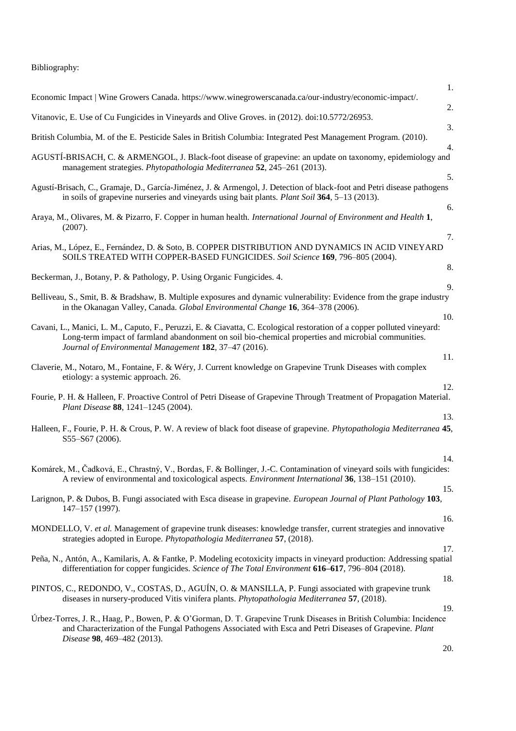Bibliography:

1. Economic Impact | Wine Growers Canada. https://www.winegrowerscanada.ca/our-industry/economic-impact/.

2. Vitanovic, E. Use of Cu Fungicides in Vineyards and Olive Groves. in (2012). doi:10.5772/26953.

3. British Columbia, M. of the E. Pesticide Sales in British Columbia: Integrated Pest Management Program. (2010).

4. AGUSTÍ-BRISACH, C. & ARMENGOL, J. Black-foot disease of grapevine: an update on taxonomy, epidemiology and management strategies. *Phytopathologia Mediterranea* **52**, 245–261 (2013).

5. Agustí-Brisach, C., Gramaje, D., García-Jiménez, J. & Armengol, J. Detection of black-foot and Petri disease pathogens in soils of grapevine nurseries and vineyards using bait plants. *Plant Soil* **364**, 5–13 (2013).

6. Araya, M., Olivares, M. & Pizarro, F. Copper in human health. *International Journal of Environment and Health* **1**, (2007).

7. Arias, M., López, E., Fernández, D. & Soto, B. COPPER DISTRIBUTION AND DYNAMICS IN ACID VINEYARD SOILS TREATED WITH COPPER-BASED FUNGICIDES. *Soil Science* **169**, 796–805 (2004).

8. Beckerman, J., Botany, P. & Pathology, P. Using Organic Fungicides. 4.

9. Belliveau, S., Smit, B. & Bradshaw, B. Multiple exposures and dynamic vulnerability: Evidence from the grape industry in the Okanagan Valley, Canada. *Global Environmental Change* **16**, 364–378 (2006).

10. Cavani, L., Manici, L. M., Caputo, F., Peruzzi, E. & Ciavatta, C. Ecological restoration of a copper polluted vineyard: Long-term impact of farmland abandonment on soil bio-chemical properties and microbial communities. *Journal of Environmental Management* **182**, 37–47 (2016).

11. Claverie, M., Notaro, M., Fontaine, F. & Wéry, J. Current knowledge on Grapevine Trunk Diseases with complex etiology: a systemic approach. 26.

12. Fourie, P. H. & Halleen, F. Proactive Control of Petri Disease of Grapevine Through Treatment of Propagation Material. *Plant Disease* **88**, 1241–1245 (2004).

13. Halleen, F., Fourie, P. H. & Crous, P. W. A review of black foot disease of grapevine. *Phytopathologia Mediterranea* **45**, S55–S67 (2006).

14. Komárek, M., Čadková, E., Chrastný, V., Bordas, F. & Bollinger, J.-C. Contamination of vineyard soils with fungicides: A review of environmental and toxicological aspects. *Environment International* **36**, 138–151 (2010).

15. Larignon, P. & Dubos, B. Fungi associated with Esca disease in grapevine. *European Journal of Plant Pathology* **103**, 147–157 (1997).

16. MONDELLO, V. *et al.* Management of grapevine trunk diseases: knowledge transfer, current strategies and innovative strategies adopted in Europe. *Phytopathologia Mediterranea* **57**, (2018).

17. Peña, N., Antón, A., Kamilaris, A. & Fantke, P. Modeling ecotoxicity impacts in vineyard production: Addressing spatial differentiation for copper fungicides. *Science of The Total Environment* **616–617**, 796–804 (2018).

18. PINTOS, C., REDONDO, V., COSTAS, D., AGUÍN, O. & MANSILLA, P. Fungi associated with grapevine trunk diseases in nursery-produced Vitis vinifera plants. *Phytopathologia Mediterranea* **57**, (2018).

19. Úrbez-Torres, J. R., Haag, P., Bowen, P. & O'Gorman, D. T. Grapevine Trunk Diseases in British Columbia: Incidence and Characterization of the Fungal Pathogens Associated with Esca and Petri Diseases of Grapevine. *Plant Disease* **98**, 469–482 (2013).

20.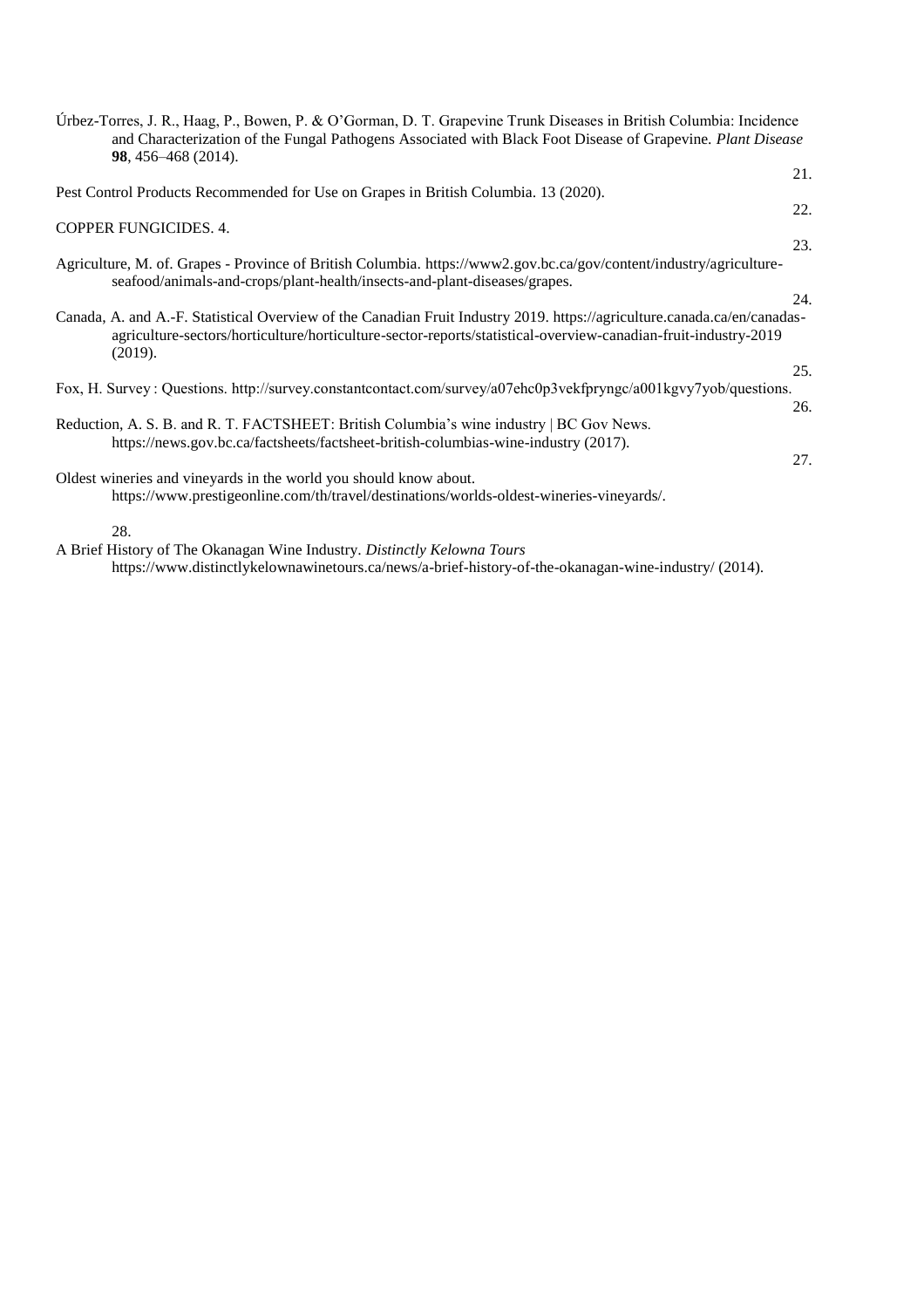Úrbez-Torres, J. R., Haag, P., Bowen, P. & O'Gorman, D. T. Grapevine Trunk Diseases in British Columbia: Incidence and Characterization of the Fungal Pathogens Associated with Black Foot Disease of Grapevine. *Plant Disease* **98**, 456–468 (2014).

21. Pest Control Products Recommended for Use on Grapes in British Columbia. 13 (2020).

22. COPPER FUNGICIDES. 4.

23. Agriculture, M. of. Grapes - Province of British Columbia. https://www2.gov.bc.ca/gov/content/industry/agriculture-seafood/animals-and-crops/plant-health/insects-and-plant-diseases/grapes.

24. Canada, A. and A.-F. Statistical Overview of the Canadian Fruit Industry 2019. https://agriculture.canada.ca/en/canadas-agriculture-sectors/horticulture/horticulture-sector-reports/statistical-overview-canadian-fruit-industry-2019 (2019).

25. Fox, H. Survey : Questions. http://survey.constantcontact.com/survey/a07ehc0p3vekfpryngc/a001kgvy7yob/questions.

26. Reduction, A. S. B. and R. T. FACTSHEET: British Columbia's wine industry | BC Gov News. https://news.gov.bc.ca/factsheets/factsheet-british-columbias-wine-industry (2017).

27. Oldest wineries and vineyards in the world you should know about. https://www.prestigeonline.com/th/travel/destinations/worlds-oldest-wineries-vineyards/.

28. A Brief History of The Okanagan Wine Industry. *Distinctly Kelowna Tours* https://www.distinctlykelownawinetours.ca/news/a-brief-history-of-the-okanagan-wine-industry/ (2014).